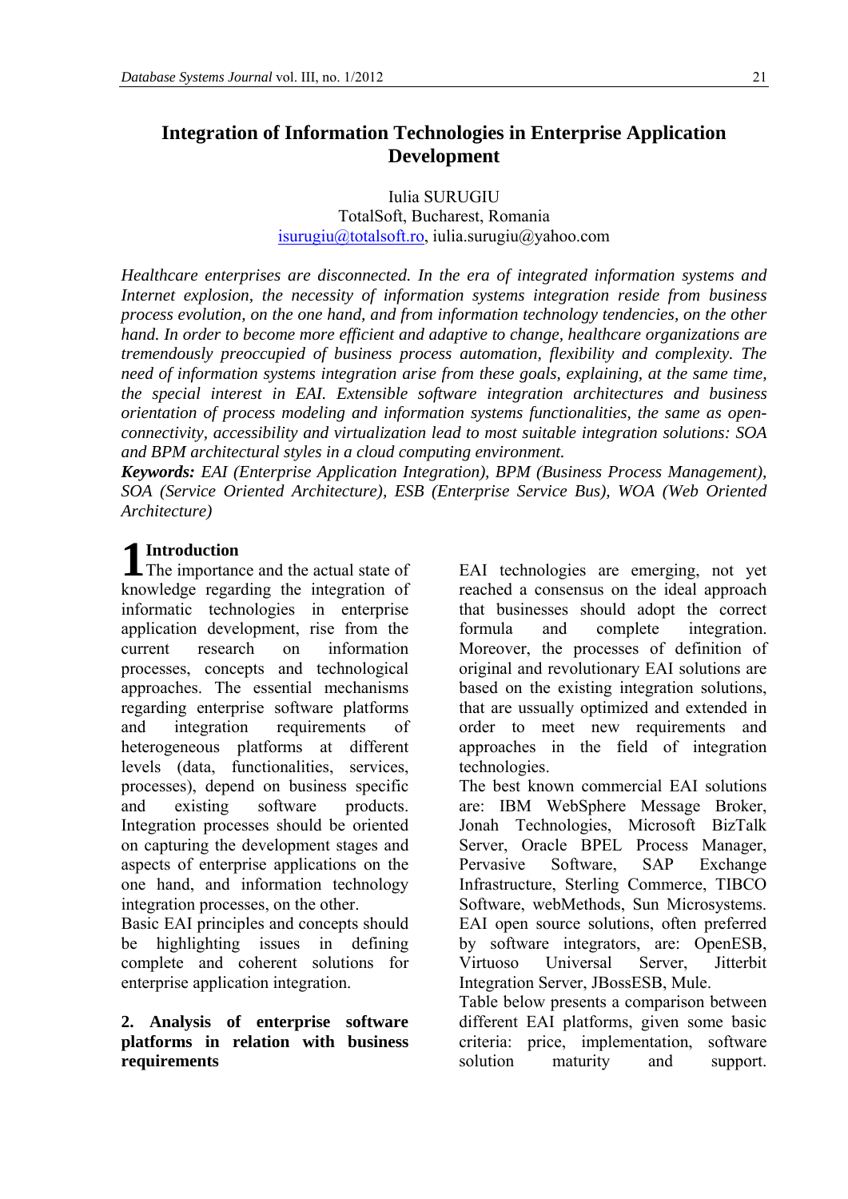# Integration of Information Technologies in Enterprise Application Development

Iulia SURUGIU
TotalSoft, Bucharest, Romania
isurugiu@totalsoft.ro, iulia.surugiu@yahoo.com

*Healthcare enterprises are disconnected. In the era of integrated information systems and Internet explosion, the necessity of information systems integration reside from business process evolution, on the one hand, and from information technology tendencies, on the other hand. In order to become more efficient and adaptive to change, healthcare organizations are tremendously preoccupied of business process automation, flexibility and complexity. The need of information systems integration arise from these goals, explaining, at the same time, the special interest in EAI. Extensible software integration architectures and business orientation of process modeling and information systems functionalities, the same as open-connectivity, accessibility and virtualization lead to most suitable integration solutions: SOA and BPM architectural styles in a cloud computing environment.*

***Keywords:*** *EAI (Enterprise Application Integration), BPM (Business Process Management), SOA (Service Oriented Architecture), ESB (Enterprise Service Bus), WOA (Web Oriented Architecture)*

## 1 Introduction

The importance and the actual state of knowledge regarding the integration of informatic technologies in enterprise application development, rise from the current research on information processes, concepts and technological approaches. The essential mechanisms regarding enterprise software platforms and integration requirements of heterogeneous platforms at different levels (data, functionalities, services, processes), depend on business specific and existing software products. Integration processes should be oriented on capturing the development stages and aspects of enterprise applications on the one hand, and information technology integration processes, on the other.

Basic EAI principles and concepts should be highlighting issues in defining complete and coherent solutions for enterprise application integration.

## 2. Analysis of enterprise software platforms in relation with business requirements

EAI technologies are emerging, not yet reached a consensus on the ideal approach that businesses should adopt the correct formula and complete integration. Moreover, the processes of definition of original and revolutionary EAI solutions are based on the existing integration solutions, that are ussually optimized and extended in order to meet new requirements and approaches in the field of integration technologies.

The best known commercial EAI solutions are: IBM WebSphere Message Broker, Jonah Technologies, Microsoft BizTalk Server, Oracle BPEL Process Manager, Pervasive Software, SAP Exchange Infrastructure, Sterling Commerce, TIBCO Software, webMethods, Sun Microsystems. EAI open source solutions, often preferred by software integrators, are: OpenESB, Virtuoso Universal Server, Jitterbit Integration Server, JBossESB, Mule.

Table below presents a comparison between different EAI platforms, given some basic criteria: price, implementation, software solution maturity and support.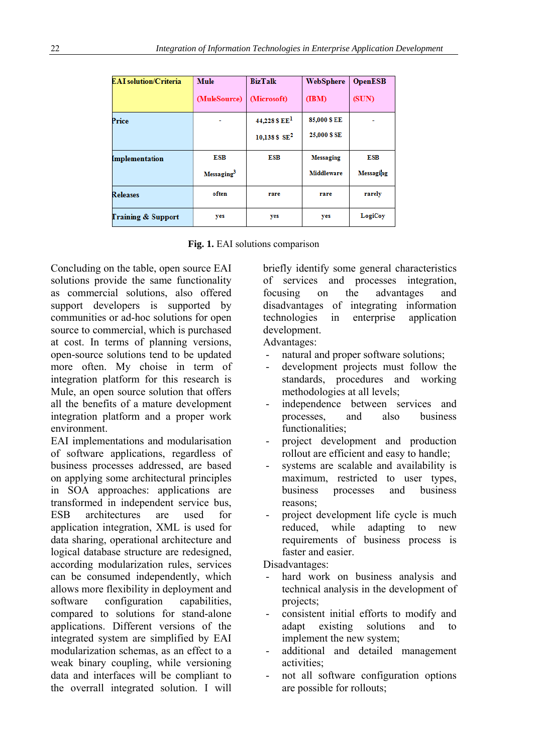| EAI solution/Criteria | Mule (MuleSource) | BizTalk (Microsoft) | WebSphere (IBM) | OpenESB (SUN) |
|---|---|---|---|---|
| Price | - | 44,228 $ EE[1] 10,138 $ SE[2] | 85,000 $ EE 25,000 $ SE | - |
| Implementation | ESB Messaging[3] | ESB | Messaging Middleware | ESB Messaging |
| Releases | often | rare | rare | rarely |
| Training & Support | yes | yes | yes | LogiCoy |

**Fig. 1.** EAI solutions comparison

Concluding on the table, open source EAI solutions provide the same functionality as commercial solutions, also offered support developers is supported by communities or ad-hoc solutions for open source to commercial, which is purchased at cost. In term of planning versions, open-source solutions tend to be updated more often. My choise in term of integration platform for this research is Mule, an open source solution that offers all the benefits of a mature development integration platform and a proper work environment.

EAI implementations and modularisation of software applications, regardless of business processes addressed, are based on applying some architectural principles in SOA approaches: applications are transformed in independent service bus, ESB architectures are used for application integration, XML is used for data sharing, operational architecture and logical database structure are redesigned, according modularization rules, services can be consumed independently, which allows more flexibility in deployment and software configuration capabilities, compared to solutions for stand-alone applications. Different versions of the integrated system are simplified by EAI modularization schemas, as an effect to a weak binary coupling, while versioning data and interfaces will be compliant to the overall integrated solution. I will briefly identify some general characteristics of services and processes integration, focusing on the advantages and disadvantages of integrating information technologies in enterprise application development.

Advantages:

- natural and proper software solutions;
- development projects must follow the standards, procedures and working methodologies at all levels;
- independence between services and processes, and also business functionalities;
- project development and production rollout are efficient and easy to handle;
- systems are scalable and availability is maximum, restricted to user types, business processes and business reasons;
- project development life cycle is much reduced, while adapting to new requirements of business process is faster and easier.

Disadvantages:

- hard work on business analysis and technical analysis in the development of projects;
- consistent initial efforts to modify and adapt existing solutions and to implement the new system;
- additional and detailed management activities;
- not all software configuration options are possible for rollouts;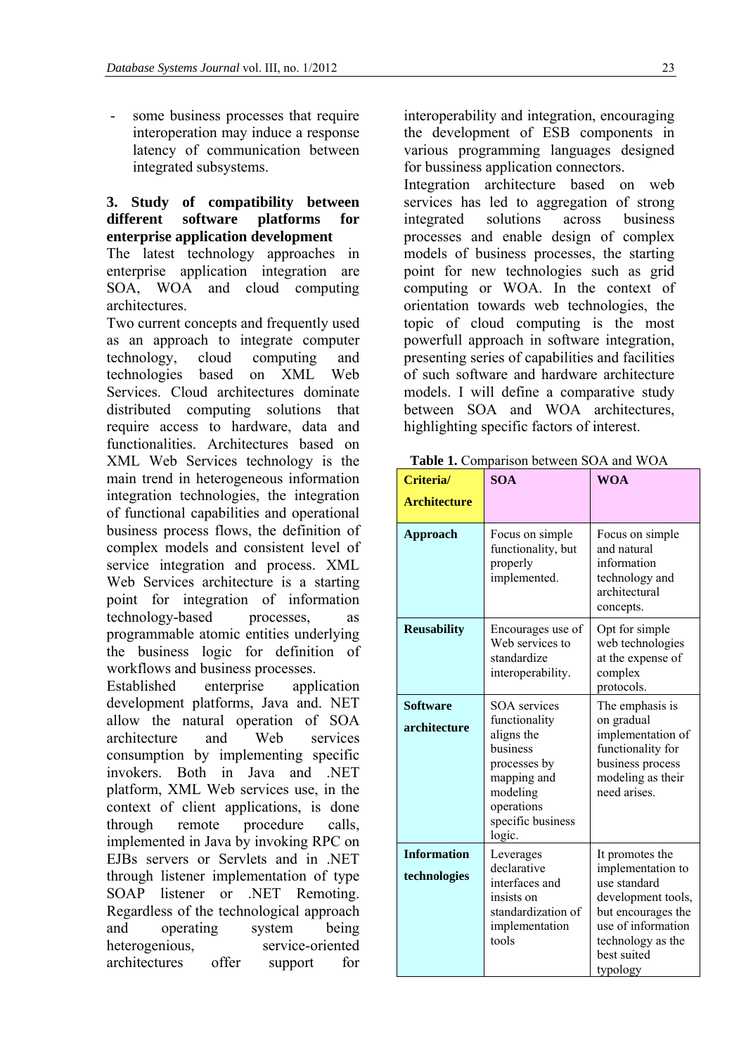- some business processes that require interoperation may induce a response latency of communication between integrated subsystems.

## 3. Study of compatibility between different software platforms for enterprise application development

The latest technology approaches in enterprise application integration are SOA, WOA and cloud computing architectures.

Two current concepts and frequently used as an approach to integrate computer technology, cloud computing and technologies based on XML Web Services. Cloud architectures dominate distributed computing solutions that require access to hardware, data and functionalities. Architectures based on XML Web Services technology is the main trend in heterogeneous information integration technologies, the integration of functional capabilities and operational business process flows, the definition of complex models and consistent level of service integration and process. XML Web Services architecture is a starting point for integration of information technology-based processes, as programmable atomic entities underlying the business logic for definition of workflows and business processes.

Established enterprise application development platforms, Java and. NET allow the natural operation of SOA architecture and Web services consumption by implementing specific invokers. Both in Java and .NET platform, XML Web services use, in the context of client applications, is done through remote procedure calls, implemented in Java by invoking RPC on EJBs servers or Servlets and in .NET through listener implementation of type SOAP listener or .NET Remoting. Regardless of the technological approach and operating system being heterogenious, service-oriented architectures offer support for interoperability and integration, encouraging the development of ESB components in various programming languages designed for bussiness application connectors.

Integration architecture based on web services has led to aggregation of strong integrated solutions across business processes and enable design of complex models of business processes, the starting point for new technologies such as grid computing or WOA. In the context of orientation towards web technologies, the topic of cloud computing is the most powerfull approach in software integration, presenting series of capabilities and facilities of such software and hardware architecture models. I will define a comparative study between SOA and WOA architectures, highlighting specific factors of interest.

**Table 1.** Comparison between SOA and WOA

| Criteria/ Architecture | SOA | WOA |
|---|---|---|
| **Approach** | Focus on simple functionality, but properly implemented. | Focus on simple and natural information technology and architectural concepts. |
| **Reusability** | Encourages use of Web services to standardize interoperability. | Opt for simple web technologies at the expense of complex protocols. |
| **Software architecture** | SOA services functionality aligns the business processes by mapping and modeling operations specific business logic. | The emphasis is on gradual implementation of functionality for business process modeling as their need arises. |
| **Information technologies** | Leverages declarative interfaces and insists on standardization of implementation tools | It promotes the implementation to use standard development tools, but encourages the use of information technology as the best suited typology |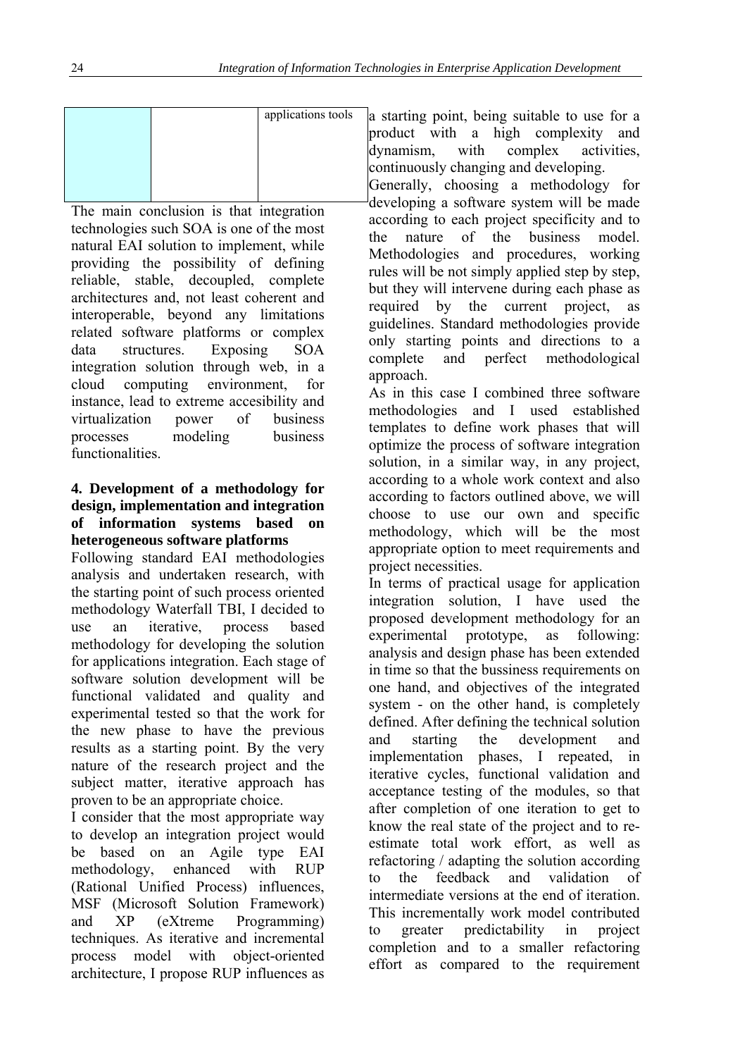|  |  | applications tools |
| --- | --- | --- |

The main conclusion is that integration technologies such SOA is one of the most natural EAI solution to implement, while providing the possibility of defining reliable, stable, decoupled, complete architectures and, not least coherent and interoperable, beyond any limitations related software platforms or complex data structures. Exposing SOA integration solution through web, in a cloud computing environment, for instance, lead to extreme accesibility and virtualization power of business processes modeling business functionalities.

## 4. Development of a methodology for design, implementation and integration of information systems based on heterogeneous software platforms

Following standard EAI methodologies analysis and undertaken research, with the starting point of such process oriented methodology Waterfall TBI, I decided to use an iterative, process based methodology for developing the solution for applications integration. Each stage of software solution development will be functional validated and quality and experimental tested so that the work for the new phase to have the previous results as a starting point. By the very nature of the research project and the subject matter, iterative approach has proven to be an appropriate choice.

I consider that the most appropriate way to develop an integration project would be based on an Agile type EAI methodology, enhanced with RUP (Rational Unified Process) influences, MSF (Microsoft Solution Framework) and XP (eXtreme Programming) techniques. As iterative and incremental process model with object-oriented architecture, I propose RUP influences as a starting point, being suitable to use for a product with a high complexity and dynamism, with complex activities, continuously changing and developing.

Generally, choosing a methodology for developing a software system will be made according to each project specificity and to the nature of the business model. Methodologies and procedures, working rules will be not simply applied step by step, but they will intervene during each phase as required by the current project, as guidelines. Standard methodologies provide only starting points and directions to a complete and perfect methodological approach.

As in this case I combined three software methodologies and I used established templates to define work phases that will optimize the process of software integration solution, in a similar way, in any project, according to a whole work context and also according to factors outlined above, we will choose to use our own and specific methodology, which will be the most appropriate option to meet requirements and project necessities.

In terms of practical usage for application integration solution, I have used the proposed development methodology for an experimental prototype, as following: analysis and design phase has been extended in time so that the bussiness requirements on one hand, and objectives of the integrated system - on the other hand, is completely defined. After defining the technical solution and starting the development and implementation phases, I repeated, in iterative cycles, functional validation and acceptance testing of the modules, so that after completion of one iteration to get to know the real state of the project and to re-estimate total work effort, as well as refactoring / adapting the solution according to the feedback and validation of intermediate versions at the end of iteration. This incrementally work model contributed to greater predictability in project completion and to a smaller refactoring effort as compared to the requirement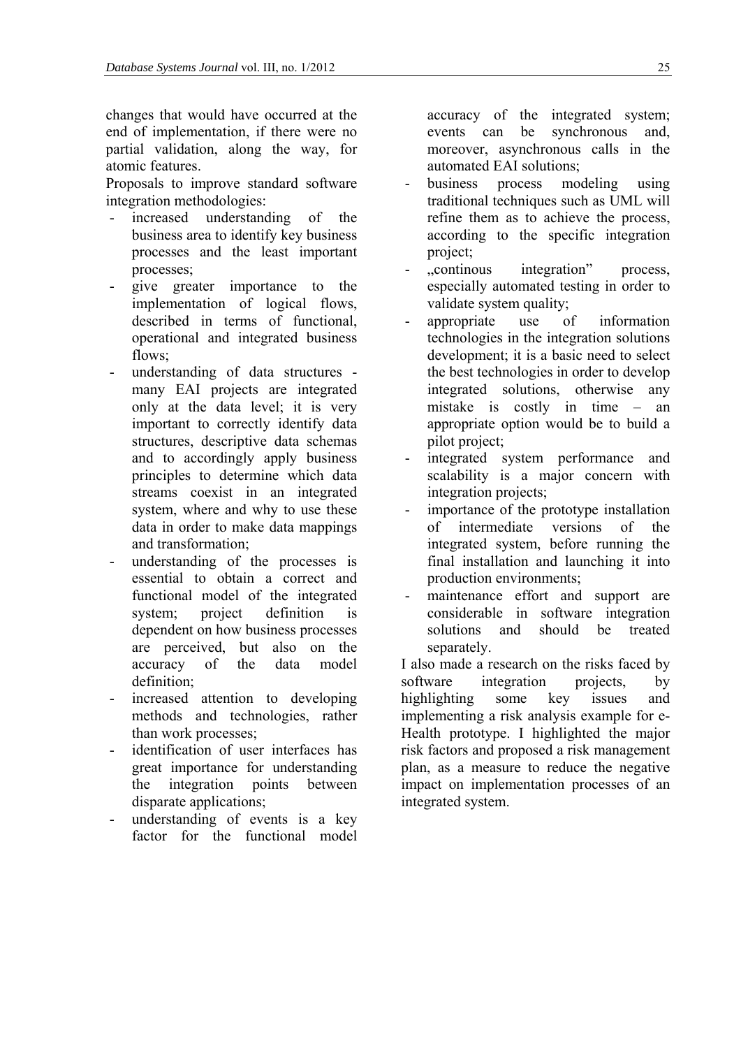changes that would have occurred at the end of implementation, if there were no partial validation, along the way, for atomic features.

Proposals to improve standard software integration methodologies:

- increased understanding of the business area to identify key business processes and the least important processes;
- give greater importance to the implementation of logical flows, described in terms of functional, operational and integrated business flows;
- understanding of data structures - many EAI projects are integrated only at the data level; it is very important to correctly identify data structures, descriptive data schemas and to accordingly apply business principles to determine which data streams coexist in an integrated system, where and why to use these data in order to make data mappings and transformation;
- understanding of the processes is essential to obtain a correct and functional model of the integrated system; project definition is dependent on how business processes are perceived, but also on the accuracy of the data model definition;
- increased attention to developing methods and technologies, rather than work processes;
- identification of user interfaces has great importance for understanding the integration points between disparate applications;
- understanding of events is a key factor for the functional model accuracy of the integrated system; events can be synchronous and, moreover, asynchronous calls in the automated EAI solutions;
- business process modeling using traditional techniques such as UML will refine them as to achieve the process, according to the specific integration project;
- „continous integration" process, especially automated testing in order to validate system quality;
- appropriate use of information technologies in the integration solutions development; it is a basic need to select the best technologies in order to develop integrated solutions, otherwise any mistake is costly in time – an appropriate option would be to build a pilot project;
- integrated system performance and scalability is a major concern with integration projects;
- importance of the prototype installation of intermediate versions of the integrated system, before running the final installation and launching it into production environments;
- maintenance effort and support are considerable in software integration solutions and should be treated separately.

I also made a research on the risks faced by software integration projects, by highlighting some key issues and implementing a risk analysis example for e-Health prototype. I highlighted the major risk factors and proposed a risk management plan, as a measure to reduce the negative impact on implementation processes of an integrated system.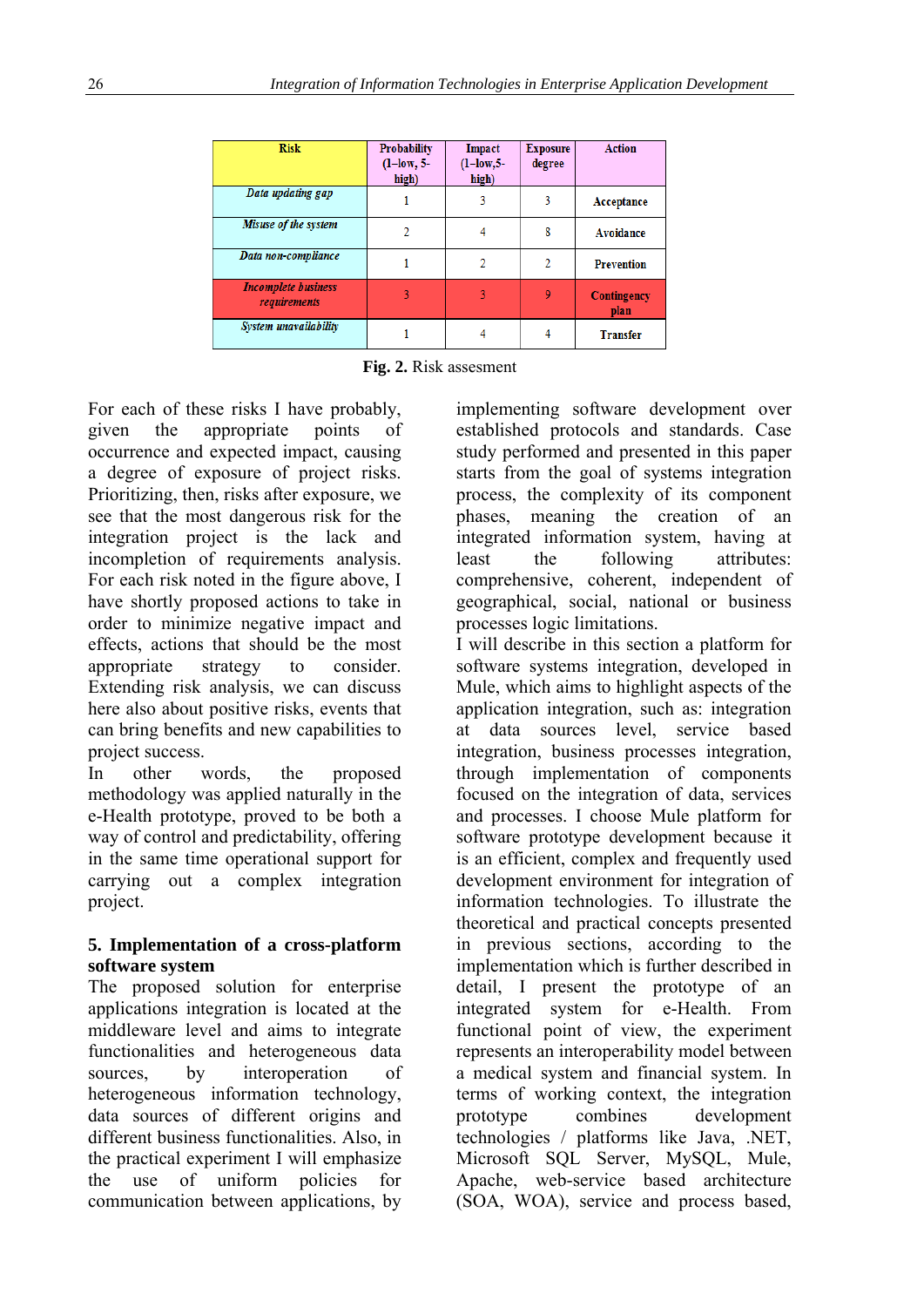| Risk | Probability (1–low, 5-high) | Impact (1–low,5-high) | Exposure degree | Action |
|---|---|---|---|---|
| *Data updating gap* | 1 | 3 | 3 | Acceptance |
| *Misuse of the system* | 2 | 4 | 8 | Avoidance |
| *Data non-compliance* | 1 | 2 | 2 | Prevention |
| *Incomplete business requirements* | 3 | 3 | 9 | Contingency plan |
| *System unavailability* | 1 | 4 | 4 | Transfer |

**Fig. 2.** Risk assesment

For each of these risks I have probably, given the appropriate points of occurrence and expected impact, causing a degree of exposure of project risks. Prioritizing, then, risks after exposure, we see that the most dangerous risk for the integration project is the lack and incompletion of requirements analysis. For each risk noted in the figure above, I have shortly proposed actions to take in order to minimize negative impact and effects, actions that should be the most appropriate strategy to consider. Extending risk analysis, we can discuss here also about positive risks, events that can bring benefits and new capabilities to project success.

In other words, the proposed methodology was applied naturally in the e-Health prototype, proved to be both a way of control and predictability, offering in the same time operational support for carrying out a complex integration project.

## 5. Implementation of a cross-platform software system

The proposed solution for enterprise applications integration is located at the middleware level and aims to integrate functionalities and heterogeneous data sources, by interoperation of heterogeneous information technology, data sources of different origins and different business functionalities. Also, in the practical experiment I will emphasize the use of uniform policies for communication between applications, by implementing software development over established protocols and standards. Case study performed and presented in this paper starts from the goal of systems integration process, the complexity of its component phases, meaning the creation of an integrated information system, having at least the following attributes: comprehensive, coherent, independent of geographical, social, national or business processes logic limitations.

I will describe in this section a platform for software systems integration, developed in Mule, which aims to highlight aspects of the application integration, such as: integration at data sources level, service based integration, business processes integration, through implementation of components focused on the integration of data, services and processes. I choose Mule platform for software prototype development because it is an efficient, complex and frequently used development environment for integration of information technologies. To illustrate the theoretical and practical concepts presented in previous sections, according to the implementation which is further described in detail, I present the prototype of an integrated system for e-Health. From functional point of view, the experiment represents an interoperability model between a medical system and financial system. In terms of working context, the integration prototype combines development technologies / platforms like Java, .NET, Microsoft SQL Server, MySQL, Mule, Apache, web-service based architecture (SOA, WOA), service and process based,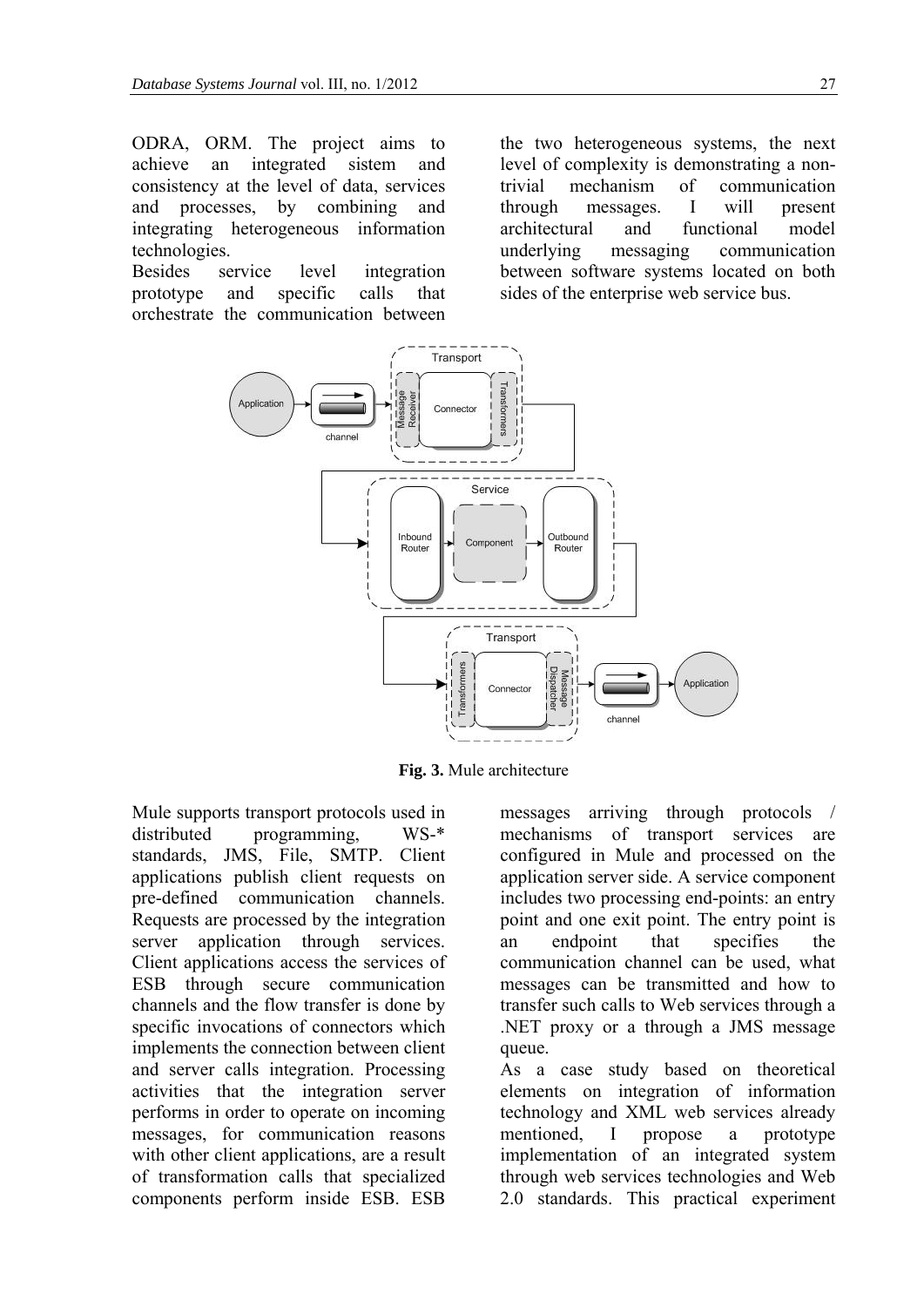ODRA, ORM. The project aims to achieve an integrated sistem and consistency at the level of data, services and processes, by combining and integrating heterogeneous information technologies.

Besides service level integration prototype and specific calls that orchestrate the communication between the two heterogeneous systems, the next level of complexity is demonstrating a non-trivial mechanism of communication through messages. I will present architectural and functional model underlying messaging communication between software systems located on both sides of the enterprise web service bus.

**Fig. 3.** Mule architecture

Mule supports transport protocols used in distributed programming, WS-* standards, JMS, File, SMTP. Client applications publish client requests on pre-defined communication channels. Requests are processed by the integration server application through services. Client applications access the services of ESB through secure communication channels and the flow transfer is done by specific invocations of connectors which implements the connection between client and server calls integration. Processing activities that the integration server performs in order to operate on incoming messages, for communication reasons with other client applications, are a result of transformation calls that specialized components perform inside ESB. ESB messages arriving through protocols / mechanisms of transport services are configured in Mule and processed on the application server side. A service component includes two processing end-points: an entry point and one exit point. The entry point is an endpoint that specifies the communication channel can be used, what messages can be transmitted and how to transfer such calls to Web services through a .NET proxy or a through a JMS message queue.

As a case study based on theoretical elements on integration of information technology and XML web services already mentioned, I propose a prototype implementation of an integrated system through web services technologies and Web 2.0 standards. This practical experiment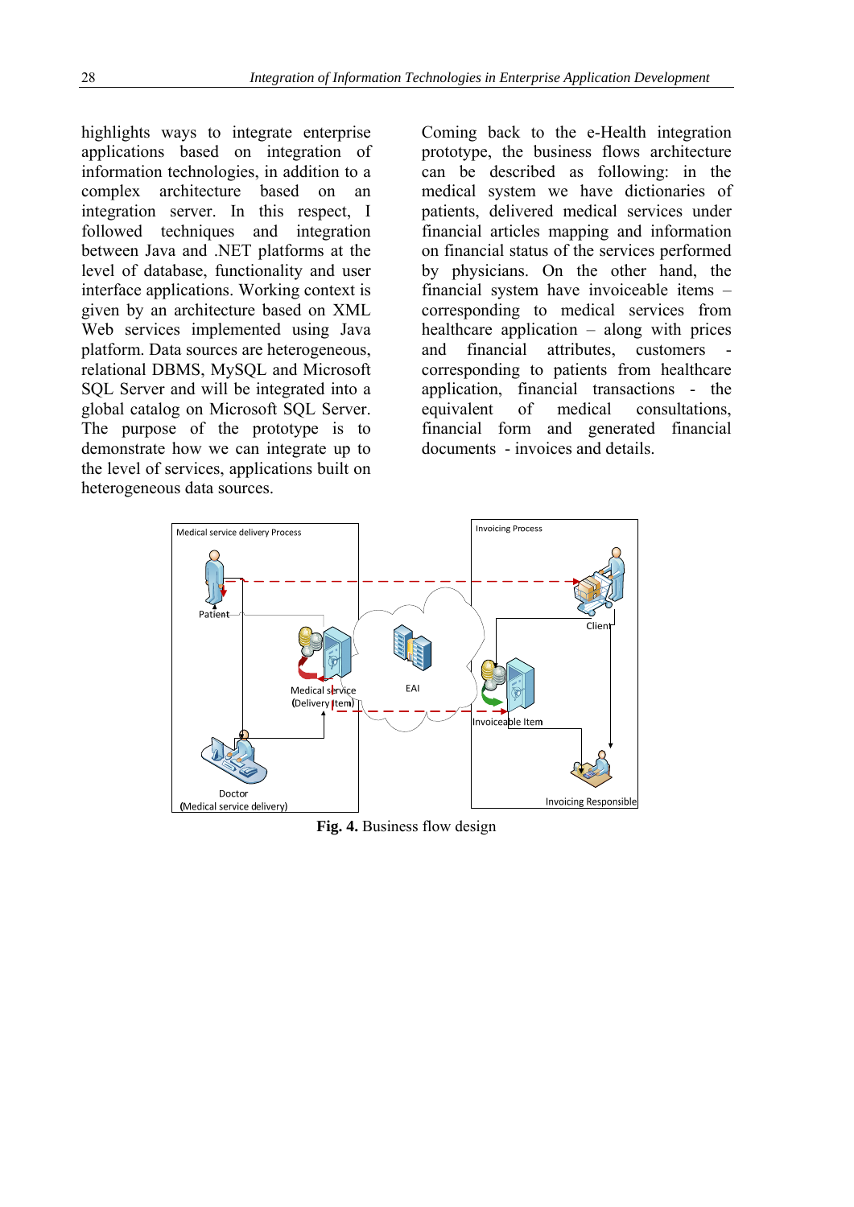highlights ways to integrate enterprise applications based on integration of information technologies, in addition to a complex architecture based on an integration server. In this respect, I followed techniques and integration between Java and .NET platforms at the level of database, functionality and user interface applications. Working context is given by an architecture based on XML Web services implemented using Java platform. Data sources are heterogeneous, relational DBMS, MySQL and Microsoft SQL Server and will be integrated into a global catalog on Microsoft SQL Server. The purpose of the prototype is to demonstrate how we can integrate up to the level of services, applications built on heterogeneous data sources.

Coming back to the e-Health integration prototype, the business flows architecture can be described as following: in the medical system we have dictionaries of patients, delivered medical services under financial articles mapping and information on financial status of the services performed by physicians. On the other hand, the financial system have invoiceable items – corresponding to medical services from healthcare application – along with prices and financial attributes, customers - corresponding to patients from healthcare application, financial transactions - the equivalent of medical consultations, financial form and generated financial documents - invoices and details.

**Fig. 4.** Business flow design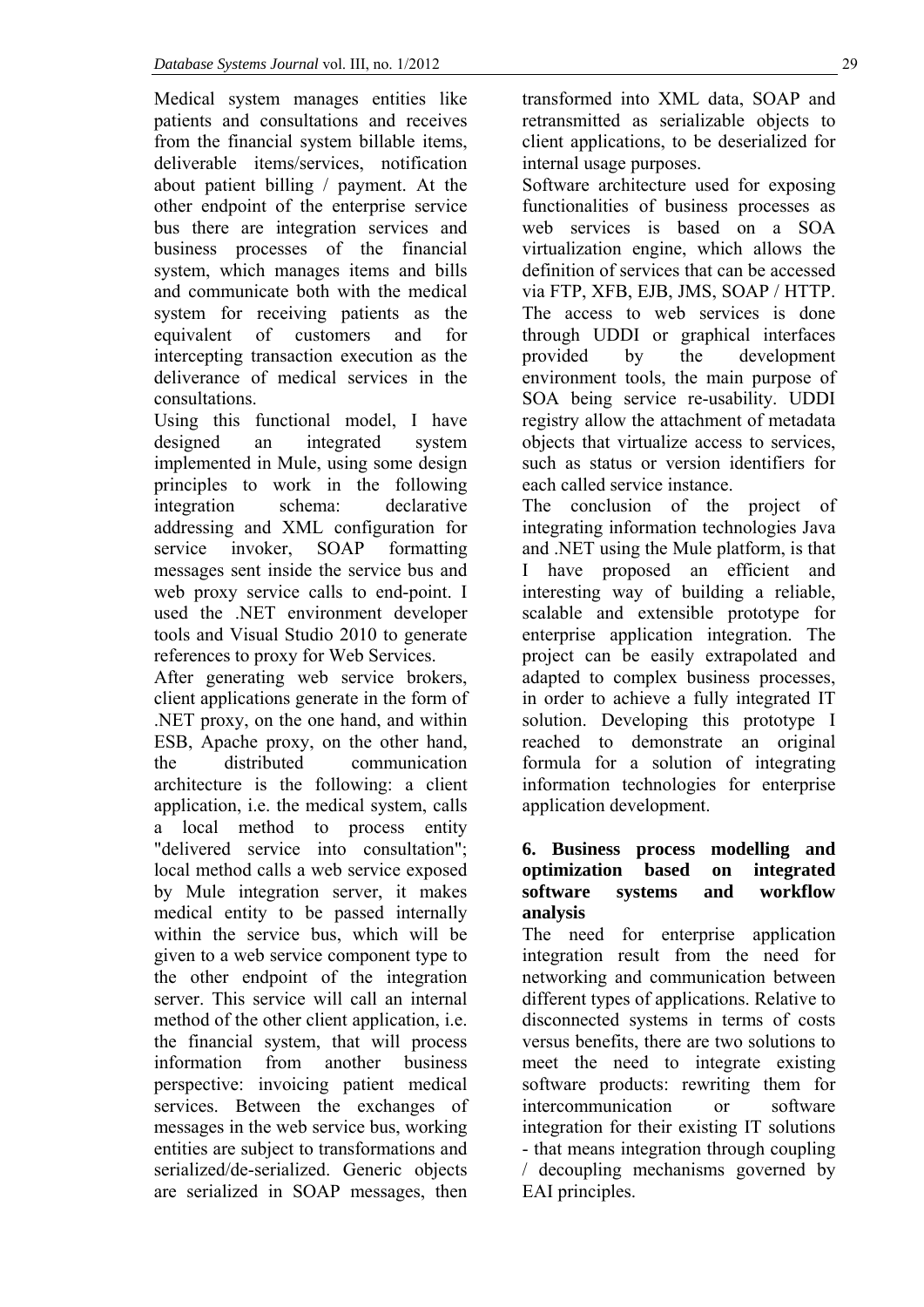Medical system manages entities like patients and consultations and receives from the financial system billable items, deliverable items/services, notification about patient billing / payment. At the other endpoint of the enterprise service bus there are integration services and business processes of the financial system, which manages items and bills and communicate both with the medical system for receiving patients as the equivalent of customers and for intercepting transaction execution as the deliverance of medical services in the consultations.

Using this functional model, I have designed an integrated system implemented in Mule, using some design principles to work in the following integration schema: declarative addressing and XML configuration for service invoker, SOAP formatting messages sent inside the service bus and web proxy service calls to end-point. I used the .NET environment developer tools and Visual Studio 2010 to generate references to proxy for Web Services.

After generating web service brokers, client applications generate in the form of .NET proxy, on the one hand, and within ESB, Apache proxy, on the other hand, the distributed communication architecture is the following: a client application, i.e. the medical system, calls a local method to process entity "delivered service into consultation"; local method calls a web service exposed by Mule integration server, it makes medical entity to be passed internally within the service bus, which will be given to a web service component type to the other endpoint of the integration server. This service will call an internal method of the other client application, i.e. the financial system, that will process information from another business perspective: invoicing patient medical services. Between the exchanges of messages in the web service bus, working entities are subject to transformations and serialized/de-serialized. Generic objects are serialized in SOAP messages, then transformed into XML data, SOAP and retransmitted as serializable objects to client applications, to be deserialized for internal usage purposes.

Software architecture used for exposing functionalities of business processes as web services is based on a SOA virtualization engine, which allows the definition of services that can be accessed via FTP, XFB, EJB, JMS, SOAP / HTTP. The access to web services is done through UDDI or graphical interfaces provided by the development environment tools, the main purpose of SOA being service re-usability. UDDI registry allow the attachment of metadata objects that virtualize access to services, such as status or version identifiers for each called service instance.

The conclusion of the project of integrating information technologies Java and .NET using the Mule platform, is that I have proposed an efficient and interesting way of building a reliable, scalable and extensible prototype for enterprise application integration. The project can be easily extrapolated and adapted to complex business processes, in order to achieve a fully integrated IT solution. Developing this prototype I reached to demonstrate an original formula for a solution of integrating information technologies for enterprise application development.

## 6. Business process modelling and optimization based on integrated software systems and workflow analysis

The need for enterprise application integration result from the need for networking and communication between different types of applications. Relative to disconnected systems in terms of costs versus benefits, there are two solutions to meet the need to integrate existing software products: rewriting them for intercommunication or software integration for their existing IT solutions - that means integration through coupling / decoupling mechanisms governed by EAI principles.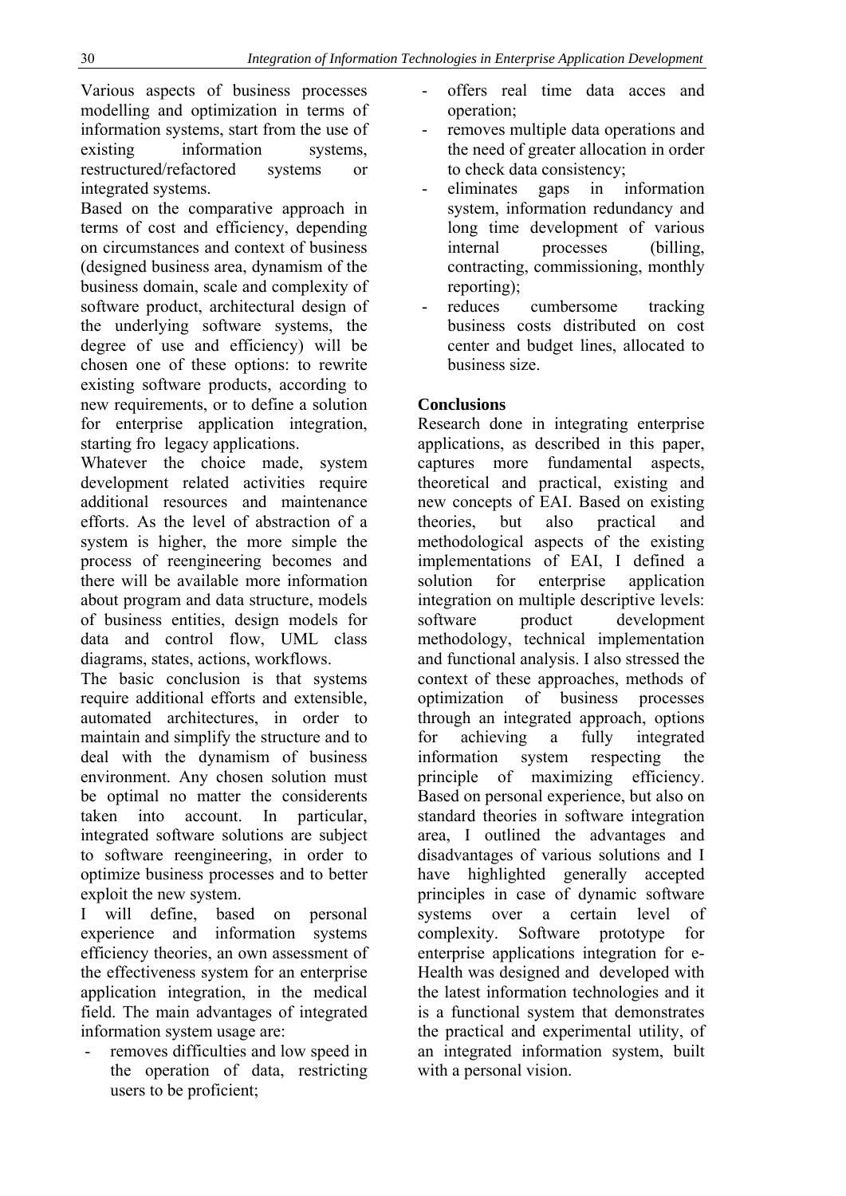Various aspects of business processes modelling and optimization in terms of information systems, start from the use of existing information systems, restructured/refactored systems or integrated systems.

Based on the comparative approach in terms of cost and efficiency, depending on circumstances and context of business (designed business area, dynamism of the business domain, scale and complexity of software product, architectural design of the underlying software systems, the degree of use and efficiency) will be chosen one of these options: to rewrite existing software products, according to new requirements, or to define a solution for enterprise application integration, starting fro legacy applications.

Whatever the choice made, system development related activities require additional resources and maintenance efforts. As the level of abstraction of a system is higher, the more simple the process of reengineering becomes and there will be available more information about program and data structure, models of business entities, design models for data and control flow, UML class diagrams, states, actions, workflows.

The basic conclusion is that systems require additional efforts and extensible, automated architectures, in order to maintain and simplify the structure and to deal with the dynamism of business environment. Any chosen solution must be optimal no matter the considerents taken into account. In particular, integrated software solutions are subject to software reengineering, in order to optimize business processes and to better exploit the new system.

I will define, based on personal experience and information systems efficiency theories, an own assessment of the effectiveness system for an enterprise application integration, in the medical field. The main advantages of integrated information system usage are:

- removes difficulties and low speed in the operation of data, restricting users to be proficient;
- offers real time data acces and operation;
- removes multiple data operations and the need of greater allocation in order to check data consistency;
- eliminates gaps in information system, information redundancy and long time development of various internal processes (billing, contracting, commissioning, monthly reporting);
- reduces cumbersome tracking business costs distributed on cost center and budget lines, allocated to business size.

## Conclusions

Research done in integrating enterprise applications, as described in this paper, captures more fundamental aspects, theoretical and practical, existing and new concepts of EAI. Based on existing theories, but also practical and methodological aspects of the existing implementations of EAI, I defined a solution for enterprise application integration on multiple descriptive levels: software product development methodology, technical implementation and functional analysis. I also stressed the context of these approaches, methods of optimization of business processes through an integrated approach, options for achieving a fully integrated information system respecting the principle of maximizing efficiency. Based on personal experience, but also on standard theories in software integration area, I outlined the advantages and disadvantages of various solutions and I have highlighted generally accepted principles in case of dynamic software systems over a certain level of complexity. Software prototype for enterprise applications integration for e-Health was designed and developed with the latest information technologies and it is a functional system that demonstrates the practical and experimental utility, of an integrated information system, built with a personal vision.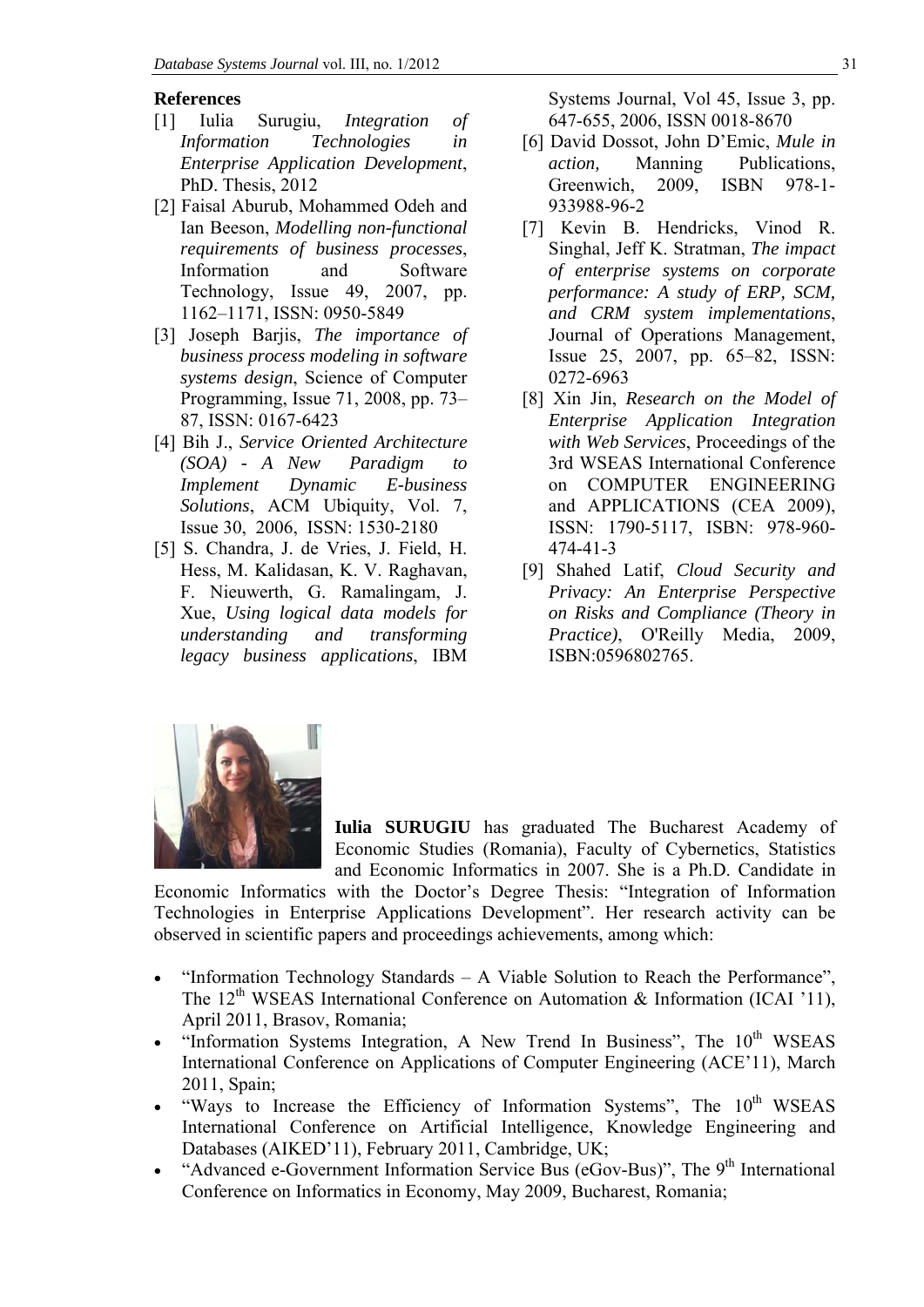## References

[1] Iulia Surugiu, *Integration of Information Technologies in Enterprise Application Development*, PhD. Thesis, 2012

[2] Faisal Aburub, Mohammed Odeh and Ian Beeson, *Modelling non-functional requirements of business processes*, Information and Software Technology, Issue 49, 2007, pp. 1162–1171, ISSN: 0950-5849

[3] Joseph Barjis, *The importance of business process modeling in software systems design*, Science of Computer Programming, Issue 71, 2008, pp. 73–87, ISSN: 0167-6423

[4] Bih J., *Service Oriented Architecture (SOA) - A New Paradigm to Implement Dynamic E-business Solutions*, ACM Ubiquity, Vol. 7, Issue 30, 2006, ISSN: 1530-2180

[5] S. Chandra, J. de Vries, J. Field, H. Hess, M. Kalidasan, K. V. Raghavan, F. Nieuwerth, G. Ramalingam, J. Xue, *Using logical data models for understanding and transforming legacy business applications*, IBM Systems Journal, Vol 45, Issue 3, pp. 647-655, 2006, ISSN 0018-8670

[6] David Dossot, John D'Emic, *Mule in action,* Manning Publications, Greenwich, 2009, ISBN 978-1-933988-96-2

[7] Kevin B. Hendricks, Vinod R. Singhal, Jeff K. Stratman, *The impact of enterprise systems on corporate performance: A study of ERP, SCM, and CRM system implementations*, Journal of Operations Management, Issue 25, 2007, pp. 65–82, ISSN: 0272-6963

[8] Xin Jin, *Research on the Model of Enterprise Application Integration with Web Services*, Proceedings of the 3rd WSEAS International Conference on COMPUTER ENGINEERING and APPLICATIONS (CEA 2009), ISSN: 1790-5117, ISBN: 978-960-474-41-3

[9] Shahed Latif, *Cloud Security and Privacy: An Enterprise Perspective on Risks and Compliance (Theory in Practice)*, O'Reilly Media, 2009, ISBN:0596802765.

**Iulia SURUGIU** has graduated The Bucharest Academy of Economic Studies (Romania), Faculty of Cybernetics, Statistics and Economic Informatics in 2007. She is a Ph.D. Candidate in Economic Informatics with the Doctor's Degree Thesis: "Integration of Information Technologies in Enterprise Applications Development". Her research activity can be observed in scientific papers and proceedings achievements, among which:

- "Information Technology Standards – A Viable Solution to Reach the Performance", The 12th WSEAS International Conference on Automation & Information (ICAI '11), April 2011, Brasov, Romania;
- "Information Systems Integration, A New Trend In Business", The 10th WSEAS International Conference on Applications of Computer Engineering (ACE'11), March 2011, Spain;
- "Ways to Increase the Efficiency of Information Systems", The 10th WSEAS International Conference on Artificial Intelligence, Knowledge Engineering and Databases (AIKED'11), February 2011, Cambridge, UK;
- "Advanced e-Government Information Service Bus (eGov-Bus)", The 9th International Conference on Informatics in Economy, May 2009, Bucharest, Romania;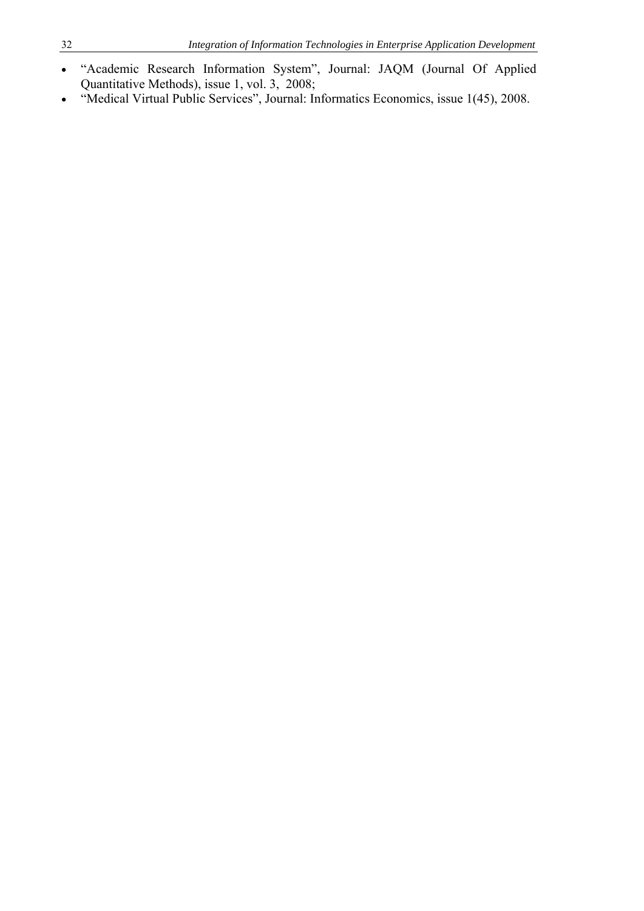- "Academic Research Information System", Journal: JAQM (Journal Of Applied Quantitative Methods), issue 1, vol. 3, 2008;
- "Medical Virtual Public Services", Journal: Informatics Economics, issue 1(45), 2008.